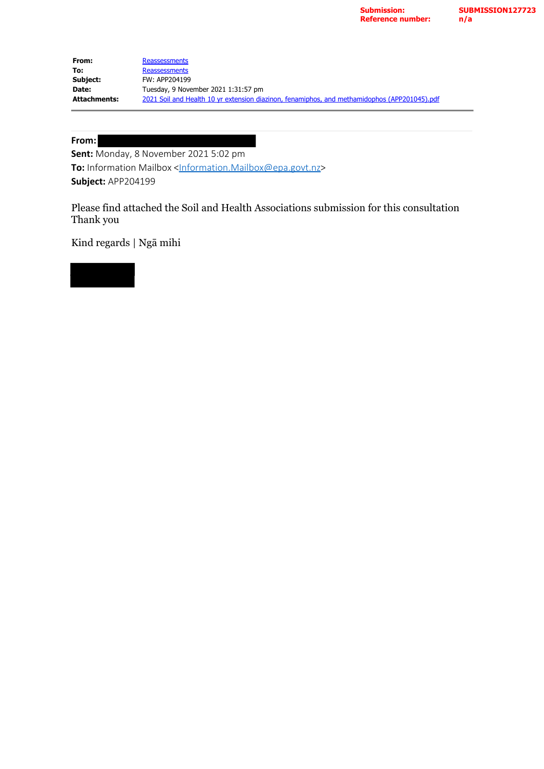**Submission:** SUBMISSION127723
**Reference number:** n/a

| | |
|---|---|
| **From:** | Reassessments |
| **To:** | Reassessments |
| **Subject:** | FW: APP204199 |
| **Date:** | Tuesday, 9 November 2021 1:31:57 pm |
| **Attachments:** | 2021 Soil and Health 10 yr extension diazinon, fenamiphos, and methamidophos (APP201045).pdf |

---

**From:**
**Sent:** Monday, 8 November 2021 5:02 pm
**To:** Information Mailbox <Information.Mailbox@epa.govt.nz>
**Subject:** APP204199

Please find attached the Soil and Health Associations submission for this consultation
Thank you

Kind regards | Ngā mihi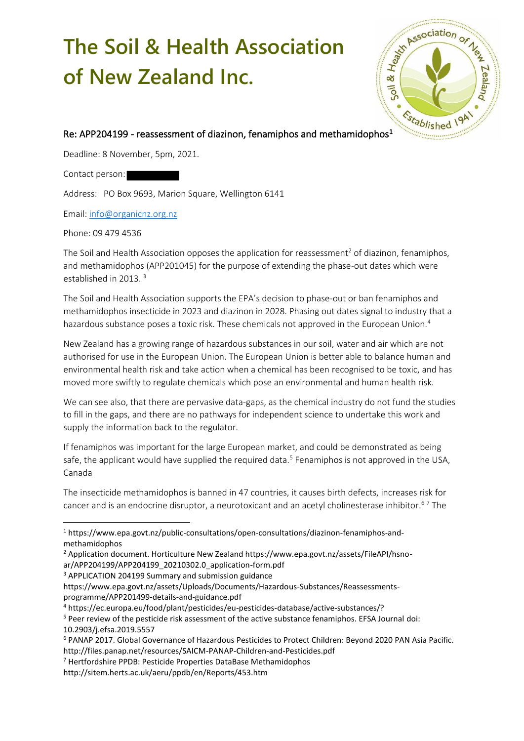# The Soil & Health Association of New Zealand Inc.

## Re: APP204199 - reassessment of diazinon, fenamiphos and methamidophos[1]

Deadline: 8 November, 5pm, 2021.

Contact person:

Address: PO Box 9693, Marion Square, Wellington 6141

Email: info@organicnz.org.nz

Phone: 09 479 4536

The Soil and Health Association opposes the application for reassessment[2] of diazinon, fenamiphos, and methamidophos (APP201045) for the purpose of extending the phase-out dates which were established in 2013. [3]

The Soil and Health Association supports the EPA's decision to phase-out or ban fenamiphos and methamidophos insecticide in 2023 and diazinon in 2028. Phasing out dates signal to industry that a hazardous substance poses a toxic risk. These chemicals not approved in the European Union.[4]

New Zealand has a growing range of hazardous substances in our soil, water and air which are not authorised for use in the European Union. The European Union is better able to balance human and environmental health risk and take action when a chemical has been recognised to be toxic, and has moved more swiftly to regulate chemicals which pose an environmental and human health risk.

We can see also, that there are pervasive data-gaps, as the chemical industry do not fund the studies to fill in the gaps, and there are no pathways for independent science to undertake this work and supply the information back to the regulator.

If fenamiphos was important for the large European market, and could be demonstrated as being safe, the applicant would have supplied the required data.[5] Fenamiphos is not approved in the USA, Canada

The insecticide methamidophos is banned in 47 countries, it causes birth defects, increases risk for cancer and is an endocrine disruptor, a neurotoxicant and an acetyl cholinesterase inhibitor.[6] [7] The

---

[1] https://www.epa.govt.nz/public-consultations/open-consultations/diazinon-fenamiphos-and-methamidophos

[2] Application document. Horticulture New Zealand https://www.epa.govt.nz/assets/FileAPI/hsno-ar/APP204199/APP204199_20210302.0_application-form.pdf

[3] APPLICATION 204199 Summary and submission guidance https://www.epa.govt.nz/assets/Uploads/Documents/Hazardous-Substances/Reassessments-programme/APP201499-details-and-guidance.pdf

[4] https://ec.europa.eu/food/plant/pesticides/eu-pesticides-database/active-substances/?

[5] Peer review of the pesticide risk assessment of the active substance fenamiphos. EFSA Journal doi: 10.2903/j.efsa.2019.5557

[6] PANAP 2017. Global Governance of Hazardous Pesticides to Protect Children: Beyond 2020 PAN Asia Pacific. http://files.panap.net/resources/SAICM-PANAP-Children-and-Pesticides.pdf

[7] Hertfordshire PPDB: Pesticide Properties DataBase Methamidophos http://sitem.herts.ac.uk/aeru/ppdb/en/Reports/453.htm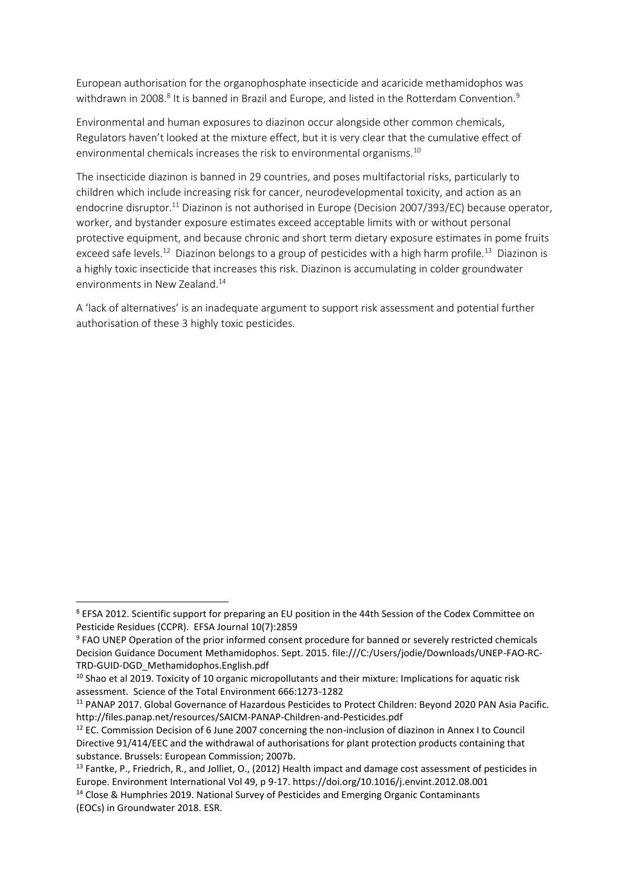European authorisation for the organophosphate insecticide and acaricide methamidophos was withdrawn in 2008.[8] It is banned in Brazil and Europe, and listed in the Rotterdam Convention.[9]

Environmental and human exposures to diazinon occur alongside other common chemicals, Regulators haven't looked at the mixture effect, but it is very clear that the cumulative effect of environmental chemicals increases the risk to environmental organisms.[10]

The insecticide diazinon is banned in 29 countries, and poses multifactorial risks, particularly to children which include increasing risk for cancer, neurodevelopmental toxicity, and action as an endocrine disruptor.[11] Diazinon is not authorised in Europe (Decision 2007/393/EC) because operator, worker, and bystander exposure estimates exceed acceptable limits with or without personal protective equipment, and because chronic and short term dietary exposure estimates in pome fruits exceed safe levels.[12] Diazinon belongs to a group of pesticides with a high harm profile.[13] Diazinon is a highly toxic insecticide that increases this risk. Diazinon is accumulating in colder groundwater environments in New Zealand.[14]

A 'lack of alternatives' is an inadequate argument to support risk assessment and potential further authorisation of these 3 highly toxic pesticides.

---

[8] EFSA 2012. Scientific support for preparing an EU position in the 44th Session of the Codex Committee on Pesticide Residues (CCPR). EFSA Journal 10(7):2859

[9] FAO UNEP Operation of the prior informed consent procedure for banned or severely restricted chemicals Decision Guidance Document Methamidophos. Sept. 2015. file:///C:/Users/jodie/Downloads/UNEP-FAO-RC-TRD-GUID-DGD_Methamidophos.English.pdf

[10] Shao et al 2019. Toxicity of 10 organic micropollutants and their mixture: Implications for aquatic risk assessment. Science of the Total Environment 666:1273-1282

[11] PANAP 2017. Global Governance of Hazardous Pesticides to Protect Children: Beyond 2020 PAN Asia Pacific. http://files.panap.net/resources/SAICM-PANAP-Children-and-Pesticides.pdf

[12] EC. Commission Decision of 6 June 2007 concerning the non-inclusion of diazinon in Annex I to Council Directive 91/414/EEC and the withdrawal of authorisations for plant protection products containing that substance. Brussels: European Commission; 2007b.

[13] Fantke, P., Friedrich, R., and Jolliet, O., (2012) Health impact and damage cost assessment of pesticides in Europe. Environment International Vol 49, p 9-17. https://doi.org/10.1016/j.envint.2012.08.001

[14] Close & Humphries 2019. National Survey of Pesticides and Emerging Organic Contaminants (EOCs) in Groundwater 2018. ESR.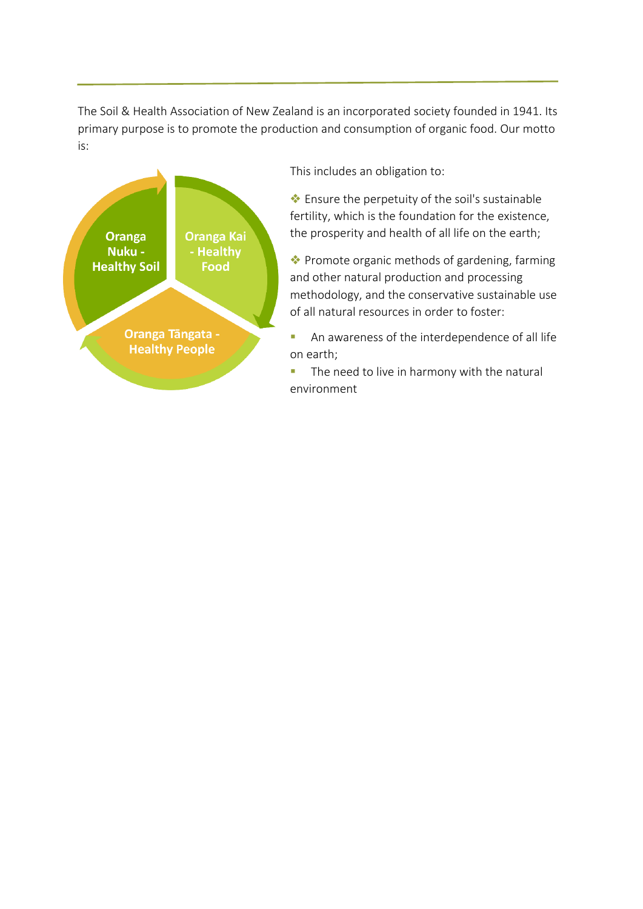The Soil & Health Association of New Zealand is an incorporated society founded in 1941. Its primary purpose is to promote the production and consumption of organic food. Our motto is:

Oranga Nuku - Healthy Soil

Oranga Kai - Healthy Food

Oranga Tāngata - Healthy People

This includes an obligation to:

- Ensure the perpetuity of the soil's sustainable fertility, which is the foundation for the existence, the prosperity and health of all life on the earth;
- Promote organic methods of gardening, farming and other natural production and processing methodology, and the conservative sustainable use of all natural resources in order to foster:
  - An awareness of the interdependence of all life on earth;
  - The need to live in harmony with the natural environment